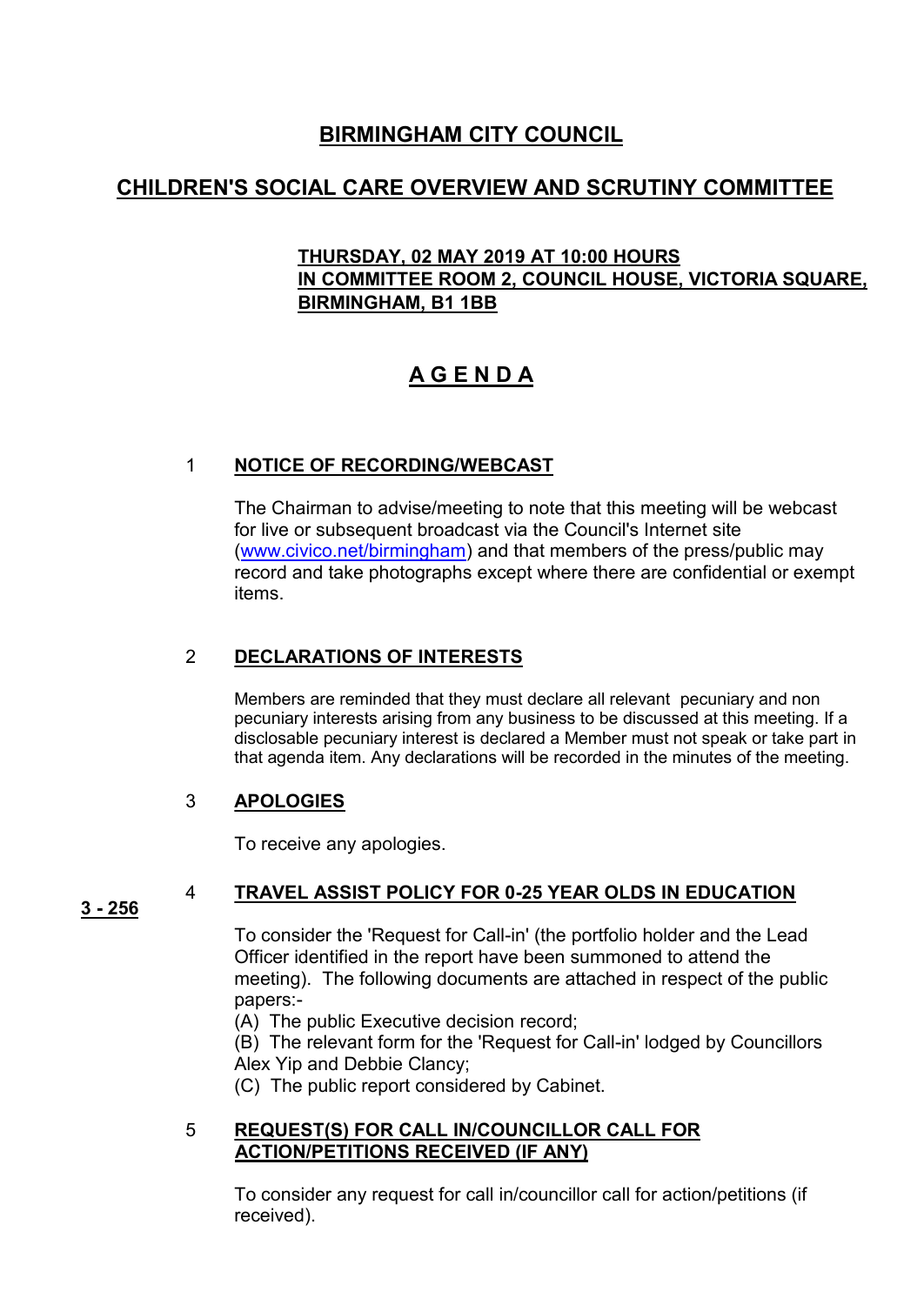# BIRMINGHAM CITY COUNCIL

## CHILDREN'S SOCIAL CARE OVERVIEW AND SCRUTINY COMMITTEE

**THURSDAY, 02 MAY 2019 AT 10:00 HOURS**
**IN COMMITTEE ROOM 2, COUNCIL HOUSE, VICTORIA SQUARE, BIRMINGHAM, B1 1BB**

## A G E N D A

### 1 NOTICE OF RECORDING/WEBCAST

The Chairman to advise/meeting to note that this meeting will be webcast for live or subsequent broadcast via the Council's Internet site (www.civico.net/birmingham) and that members of the press/public may record and take photographs except where there are confidential or exempt items.

### 2 DECLARATIONS OF INTERESTS

Members are reminded that they must declare all relevant pecuniary and non pecuniary interests arising from any business to be discussed at this meeting. If a disclosable pecuniary interest is declared a Member must not speak or take part in that agenda item. Any declarations will be recorded in the minutes of the meeting.

### 3 APOLOGIES

To receive any apologies.

### 4 TRAVEL ASSIST POLICY FOR 0-25 YEAR OLDS IN EDUCATION

**3 - 256**

To consider the 'Request for Call-in' (the portfolio holder and the Lead Officer identified in the report have been summoned to attend the meeting). The following documents are attached in respect of the public papers:-

(A) The public Executive decision record;
(B) The relevant form for the 'Request for Call-in' lodged by Councillors Alex Yip and Debbie Clancy;
(C) The public report considered by Cabinet.

### 5 REQUEST(S) FOR CALL IN/COUNCILLOR CALL FOR ACTION/PETITIONS RECEIVED (IF ANY)

To consider any request for call in/councillor call for action/petitions (if received).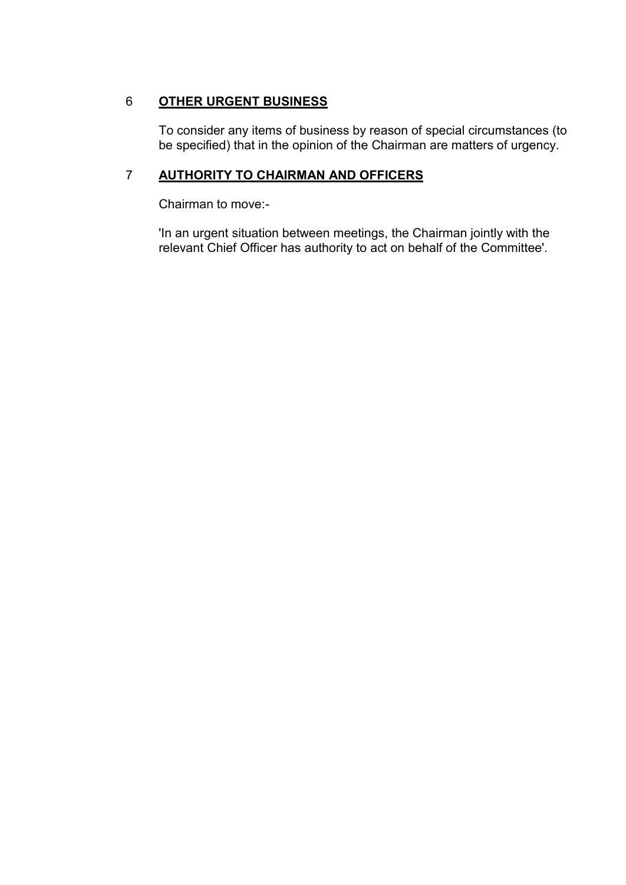## 6 **OTHER URGENT BUSINESS**

To consider any items of business by reason of special circumstances (to be specified) that in the opinion of the Chairman are matters of urgency.

## 7 **AUTHORITY TO CHAIRMAN AND OFFICERS**

Chairman to move:-

'In an urgent situation between meetings, the Chairman jointly with the relevant Chief Officer has authority to act on behalf of the Committee'.